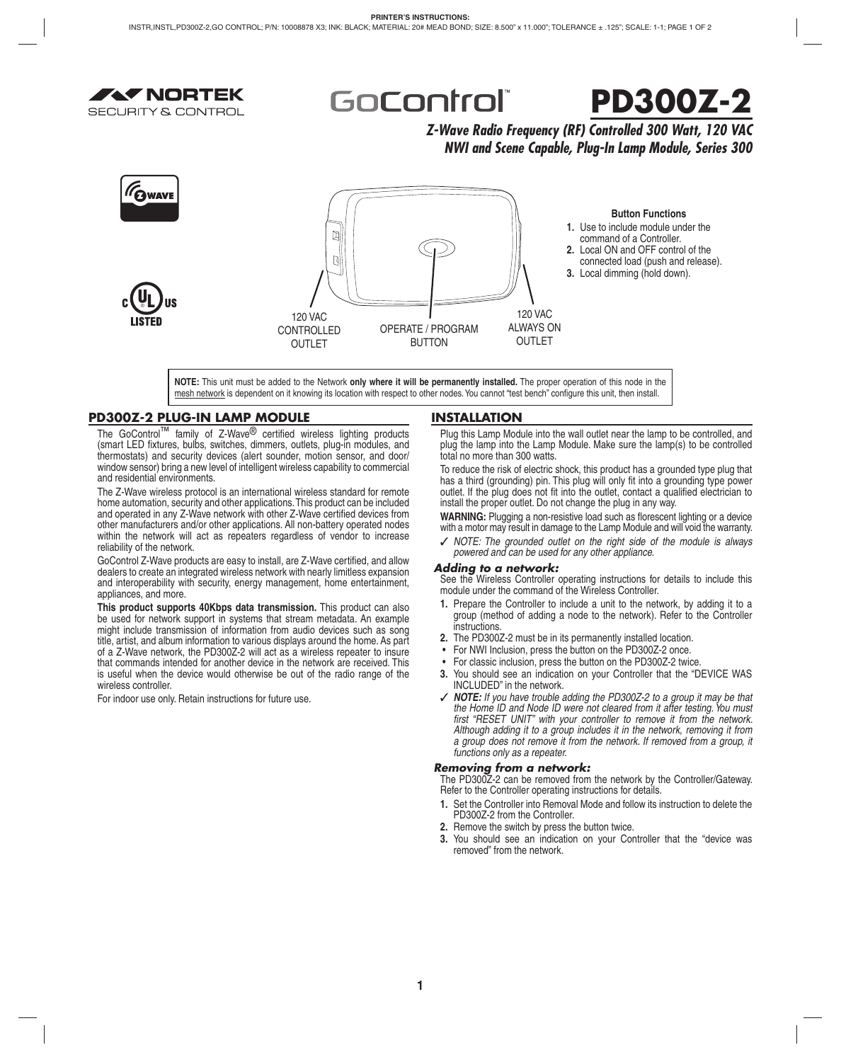PRINTER'S INSTRUCTIONS:
INSTR,INSTL,PD300Z-2,GO CONTROL; P/N: 10008878 X3; INK: BLACK; MATERIAL: 20# MEAD BOND; SIZE: 8.500" x 11.000"; TOLERANCE ± .125"; SCALE: 1-1; PAGE 1 OF 2

NORTEK SECURITY & CONTROL

GoControl™

# PD300Z-2

***Z-Wave Radio Frequency (RF) Controlled 300 Watt, 120 VAC NWI and Scene Capable, Plug-In Lamp Module, Series 300***

120 VAC CONTROLLED OUTLET

OPERATE / PROGRAM BUTTON

120 VAC ALWAYS ON OUTLET

**Button Functions**

1. Use to include module under the command of a Controller.
2. Local ON and OFF control of the connected load (push and release).
3. Local dimming (hold down).

**NOTE:** This unit must be added to the Network **only where it will be permanently installed.** The proper operation of this node in the mesh network is dependent on it knowing its location with respect to other nodes. You cannot "test bench" configure this unit, then install.

## PD300Z-2 PLUG-IN LAMP MODULE

The GoControl™ family of Z-Wave® certified wireless lighting products (smart LED fixtures, bulbs, switches, dimmers, outlets, plug-in modules, and thermostats) and security devices (alert sounder, motion sensor, and door/window sensor) bring a new level of intelligent wireless capability to commercial and residential environments.

The Z-Wave wireless protocol is an international wireless standard for remote home automation, security and other applications. This product can be included and operated in any Z-Wave network with other Z-Wave certified devices from other manufacturers and/or other applications. All non-battery operated nodes within the network will act as repeaters regardless of vendor to increase reliability of the network.

GoControl Z-Wave products are easy to install, are Z-Wave certified, and allow dealers to create an integrated wireless network with nearly limitless expansion and interoperability with security, energy management, home entertainment, appliances, and more.

**This product supports 40Kbps data transmission.** This product can also be used for network support in systems that stream metadata. An example might include transmission of information from audio devices such as song title, artist, and album information to various displays around the home. As part of a Z-Wave network, the PD300Z-2 will act as a wireless repeater to insure that commands intended for another device in the network are received. This is useful when the device would otherwise be out of the radio range of the wireless controller.

For indoor use only. Retain instructions for future use.

## INSTALLATION

Plug this Lamp Module into the wall outlet near the lamp to be controlled, and plug the lamp into the Lamp Module. Make sure the lamp(s) to be controlled total no more than 300 watts.

To reduce the risk of electric shock, this product has a grounded type plug that has a third (grounding) pin. This plug will only fit into a grounding type power outlet. If the plug does not fit into the outlet, contact a qualified electrician to install the proper outlet. Do not change the plug in any way.

**WARNING:** Plugging a non-resistive load such as florescent lighting or a device with a motor may result in damage to the Lamp Module and will void the warranty.

✓ *NOTE: The grounded outlet on the right side of the module is always powered and can be used for any other appliance.*

### *Adding to a network:*

See the Wireless Controller operating instructions for details to include this module under the command of the Wireless Controller.

1. Prepare the Controller to include a unit to the network, by adding it to a group (method of adding a node to the network). Refer to the Controller instructions.
2. The PD300Z-2 must be in its permanently installed location.
   - For NWI Inclusion, press the button on the PD300Z-2 once.
   - For classic inclusion, press the button on the PD300Z-2 twice.
3. You should see an indication on your Controller that the "DEVICE WAS INCLUDED" in the network.

✓ ***NOTE:*** *If you have trouble adding the PD300Z-2 to a group it may be that the Home ID and Node ID were not cleared from it after testing. You must first "RESET UNIT" with your controller to remove it from the network. Although adding it to a group includes it in the network, removing it from a group does not remove it from the network. If removed from a group, it functions only as a repeater.*

### *Removing from a network:*

The PD300Z-2 can be removed from the network by the Controller/Gateway. Refer to the Controller operating instructions for details.

1. Set the Controller into Removal Mode and follow its instruction to delete the PD300Z-2 from the Controller.
2. Remove the switch by press the button twice.
3. You should see an indication on your Controller that the "device was removed" from the network.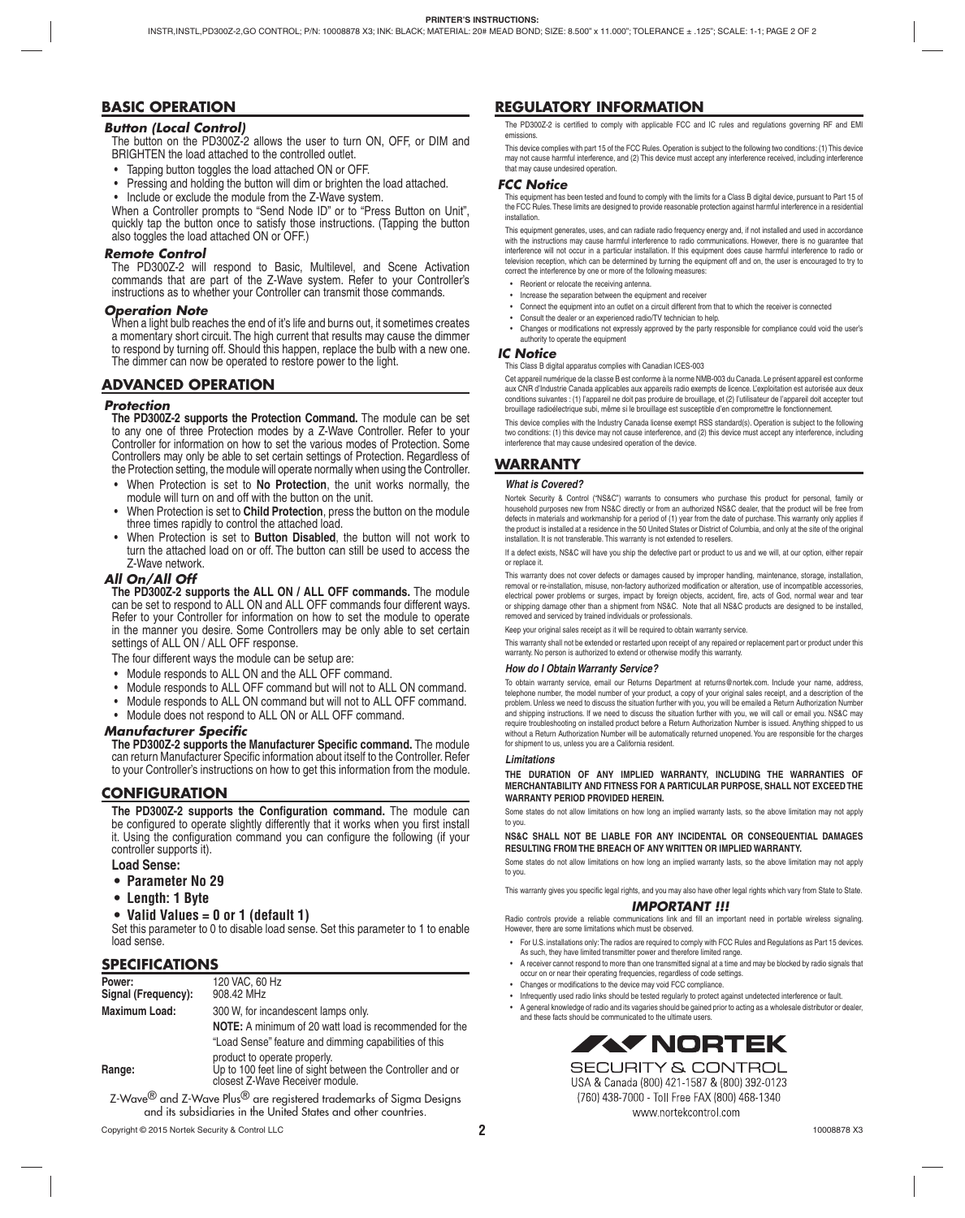## BASIC OPERATION

### *Button (Local Control)*

The button on the PD300Z-2 allows the user to turn ON, OFF, or DIM and BRIGHTEN the load attached to the controlled outlet.

- Tapping button toggles the load attached ON or OFF.
- Pressing and holding the button will dim or brighten the load attached.
- Include or exclude the module from the Z-Wave system.

When a Controller prompts to "Send Node ID" or to "Press Button on Unit", quickly tap the button once to satisfy those instructions. (Tapping the button also toggles the load attached ON or OFF.)

### *Remote Control*

The PD300Z-2 will respond to Basic, Multilevel, and Scene Activation commands that are part of the Z-Wave system. Refer to your Controller's instructions as to whether your Controller can transmit those commands.

### *Operation Note*

When a light bulb reaches the end of it's life and burns out, it sometimes creates a momentary short circuit. The high current that results may cause the dimmer to respond by turning off. Should this happen, replace the bulb with a new one. The dimmer can now be operated to restore power to the light.

## ADVANCED OPERATION

### *Protection*

**The PD300Z-2 supports the Protection Command.** The module can be set to any one of three Protection modes by a Z-Wave Controller. Refer to your Controller for information on how to set the various modes of Protection. Some Controllers may only be able to set certain settings of Protection. Regardless of the Protection setting, the module will operate normally when using the Controller.

- When Protection is set to **No Protection**, the unit works normally, the module will turn on and off with the button on the unit.
- When Protection is set to **Child Protection**, press the button on the module three times rapidly to control the attached load.
- When Protection is set to **Button Disabled**, the button will not work to turn the attached load on or off. The button can still be used to access the Z-Wave network.

### *All On/All Off*

**The PD300Z-2 supports the ALL ON / ALL OFF commands.** The module can be set to respond to ALL ON and ALL OFF commands four different ways. Refer to your Controller for information on how to set the module to operate in the manner you desire. Some Controllers may be only able to set certain settings of ALL ON / ALL OFF response.

The four different ways the module can be setup are:

- Module responds to ALL ON and the ALL OFF command.
- Module responds to ALL OFF command but will not to ALL ON command.
- Module responds to ALL ON command but will not to ALL OFF command.
- Module does not respond to ALL ON or ALL OFF command.

### *Manufacturer Specific*

**The PD300Z-2 supports the Manufacturer Specific command.** The module can return Manufacturer Specific information about itself to the Controller. Refer to your Controller's instructions on how to get this information from the module.

## CONFIGURATION

**The PD300Z-2 supports the Configuration command.** The module can be configured to operate slightly differently that it works when you first install it. Using the configuration command you can configure the following (if your controller supports it).

**Load Sense:**

- **Parameter No 29**
- **Length: 1 Byte**
- **Valid Values = 0 or 1 (default 1)**

Set this parameter to 0 to disable load sense. Set this parameter to 1 to enable load sense.

## SPECIFICATIONS

| | |
|---|---|
| **Power:** | 120 VAC, 60 Hz |
| **Signal (Frequency):** | 908.42 MHz |
| **Maximum Load:** | 300 W, for incandescent lamps only. **NOTE:** A minimum of 20 watt load is recommended for the "Load Sense" feature and dimming capabilities of this product to operate properly. |
| **Range:** | Up to 100 feet line of sight between the Controller and or closest Z-Wave Receiver module. |

Z-Wave® and Z-Wave Plus® are registered trademarks of Sigma Designs and its subsidiaries in the United States and other countries.

## REGULATORY INFORMATION

The PD300Z-2 is certified to comply with applicable FCC and IC rules and regulations governing RF and EMI emissions.

This device complies with part 15 of the FCC Rules. Operation is subject to the following two conditions: (1) This device may not cause harmful interference, and (2) This device must accept any interference received, including interference that may cause undesired operation.

### *FCC Notice*

This equipment has been tested and found to comply with the limits for a Class B digital device, pursuant to Part 15 of the FCC Rules. These limits are designed to provide reasonable protection against harmful interference in a residential installation.

This equipment generates, uses, and can radiate radio frequency energy and, if not installed and used in accordance with the instructions may cause harmful interference to radio communications. However, there is no guarantee that interference will not occur in a particular installation. If this equipment does cause harmful interference to radio or television reception, which can be determined by turning the equipment off and on, the user is encouraged to try to correct the interference by one or more of the following measures:

- Reorient or relocate the receiving antenna.
- Increase the separation between the equipment and receiver
- Connect the equipment into an outlet on a circuit different from that to which the receiver is connected
- Consult the dealer or an experienced radio/TV technician to help.
- Changes or modifications not expressly approved by the party responsible for compliance could void the user's authority to operate the equipment

### *IC Notice*

This Class B digital apparatus complies with Canadian ICES-003

Cet appareil numérique de la classe B est conforme à la norme NMB-003 du Canada. Le présent appareil est conforme aux CNR d'Industrie Canada applicables aux appareils radio exempts de licence. L'exploitation est autorisée aux deux conditions suivantes : (1) l'appareil ne doit pas produire de brouillage, et (2) l'utilisateur de l'appareil doit accepter tout brouillage radioélectrique subi, même si le brouillage est susceptible d'en compromettre le fonctionnement.

This device complies with the Industry Canada license exempt RSS standard(s). Operation is subject to the following two conditions: (1) this device may not cause interference, and (2) this device must accept any interference, including interference that may cause undesired operation of the device.

## WARRANTY

### *What is Covered?*

Nortek Security & Control ("NS&C") warrants to consumers who purchase this product for personal, family or household purposes new from NS&C directly or from an authorized NS&C dealer, that the product will be free from defects in materials and workmanship for a period of (1) year from the date of purchase. This warranty only applies if the product is installed at a residence in the 50 United States or District of Columbia, and only at the site of the original installation. It is not transferable. This warranty is not extended to resellers.

If a defect exists, NS&C will have you ship the defective part or product to us and we will, at our option, either repair or replace it.

This warranty does not cover defects or damages caused by improper handling, maintenance, storage, installation, removal or re-installation, misuse, non-factory authorized modification or alteration, use of incompatible accessories, electrical power problems or surges, impact by foreign objects, accident, fire, acts of God, normal wear and tear or shipping damage other than a shipment from NS&C. Note that all NS&C products are designed to be installed, removed and serviced by trained individuals or professionals.

Keep your original sales receipt as it will be required to obtain warranty service.

This warranty shall not be extended or restarted upon receipt of any repaired or replacement part or product under this warranty. No person is authorized to extend or otherwise modify this warranty.

### *How do I Obtain Warranty Service?*

To obtain warranty service, email our Returns Department at returns@nortek.com. Include your name, address, telephone number, the model number of your product, a copy of your original sales receipt, and a description of the problem. Unless we need to discuss the situation further with you, we will be emailed a Return Authorization Number and shipping instructions. If we need to discuss the situation further with you, we will call or email you. NS&C may require troubleshooting on installed product before a Return Authorization Number is issued. Anything shipped to us without a Return Authorization Number will be automatically returned unopened. You are responsible for the charges for shipment to us, unless you are a California resident.

### *Limitations*

**THE DURATION OF ANY IMPLIED WARRANTY, INCLUDING THE WARRANTIES OF MERCHANTABILITY AND FITNESS FOR A PARTICULAR PURPOSE, SHALL NOT EXCEED THE WARRANTY PERIOD PROVIDED HEREIN.**

Some states do not allow limitations on how long an implied warranty lasts, so the above limitation may not apply to you.

**NS&C SHALL NOT BE LIABLE FOR ANY INCIDENTAL OR CONSEQUENTIAL DAMAGES RESULTING FROM THE BREACH OF ANY WRITTEN OR IMPLIED WARRANTY.**

Some states do not allow limitations on how long an implied warranty lasts, so the above limitation may not apply to you.

This warranty gives you specific legal rights, and you may also have other legal rights which vary from State to State.

### *IMPORTANT !!!*

Radio controls provide a reliable communications link and fill an important need in portable wireless signaling. However, there are some limitations which must be observed.

- For U.S. installations only: The radios are required to comply with FCC Rules and Regulations as Part 15 devices. As such, they have limited transmitter power and therefore limited range.
- A receiver cannot respond to more than one transmitted signal at a time and may be blocked by radio signals that occur on or near their operating frequencies, regardless of code settings.
- Changes or modifications to the device may void FCC compliance.
- Infrequently used radio links should be tested regularly to protect against undetected interference or fault.
- A general knowledge of radio and its vagaries should be gained prior to acting as a wholesale distributor or dealer, and these facts should be communicated to the ultimate users.

NORTEK SECURITY & CONTROL

USA & Canada (800) 421-1587 & (800) 392-0123
(760) 438-7000 - Toll Free FAX (800) 468-1340
www.nortekcontrol.com

Copyright © 2015 Nortek Security & Control LLC

10008878 X3